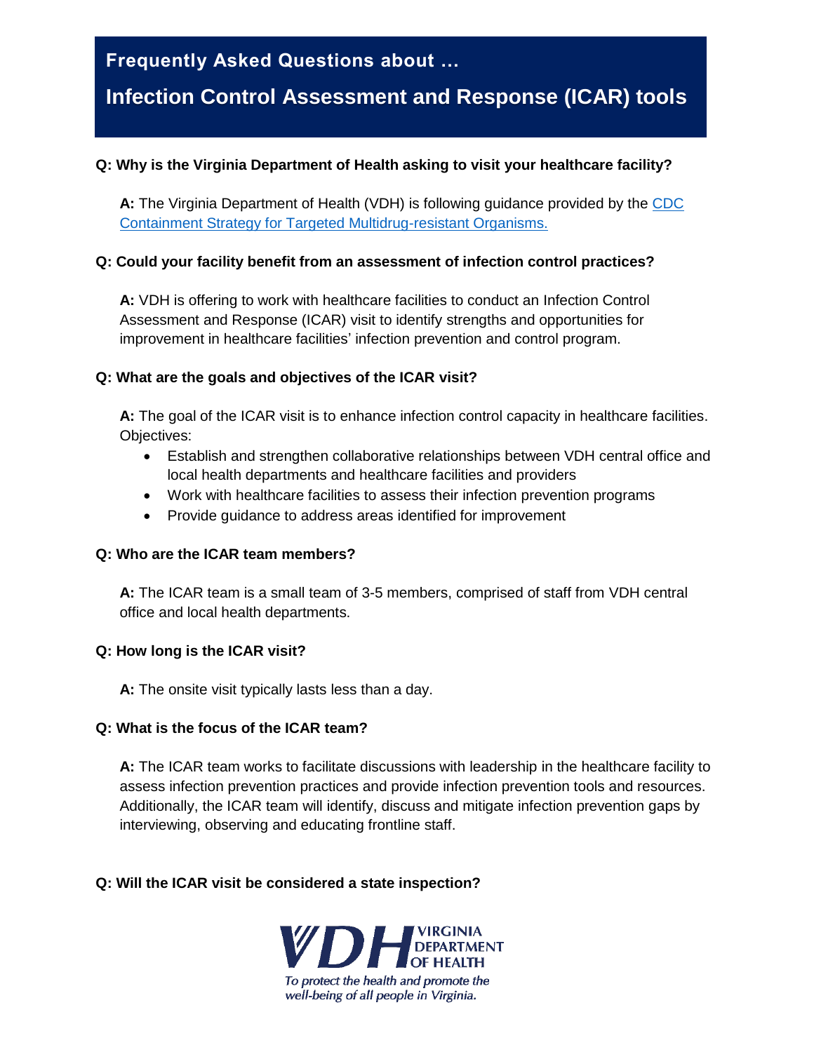# Frequently Asked Questions about …

# Infection Control Assessment and Response (ICAR) tools

**Q: Why is the Virginia Department of Health asking to visit your healthcare facility?**

**A:** The Virginia Department of Health (VDH) is following guidance provided by the CDC Containment Strategy for Targeted Multidrug-resistant Organisms.

**Q: Could your facility benefit from an assessment of infection control practices?**

**A:** VDH is offering to work with healthcare facilities to conduct an Infection Control Assessment and Response (ICAR) visit to identify strengths and opportunities for improvement in healthcare facilities' infection prevention and control program.

**Q: What are the goals and objectives of the ICAR visit?**

**A:** The goal of the ICAR visit is to enhance infection control capacity in healthcare facilities. Objectives:

- Establish and strengthen collaborative relationships between VDH central office and local health departments and healthcare facilities and providers
- Work with healthcare facilities to assess their infection prevention programs
- Provide guidance to address areas identified for improvement

**Q: Who are the ICAR team members?**

**A:** The ICAR team is a small team of 3-5 members, comprised of staff from VDH central office and local health departments.

**Q: How long is the ICAR visit?**

**A:** The onsite visit typically lasts less than a day.

**Q: What is the focus of the ICAR team?**

**A:** The ICAR team works to facilitate discussions with leadership in the healthcare facility to assess infection prevention practices and provide infection prevention tools and resources. Additionally, the ICAR team will identify, discuss and mitigate infection prevention gaps by interviewing, observing and educating frontline staff.

**Q: Will the ICAR visit be considered a state inspection?**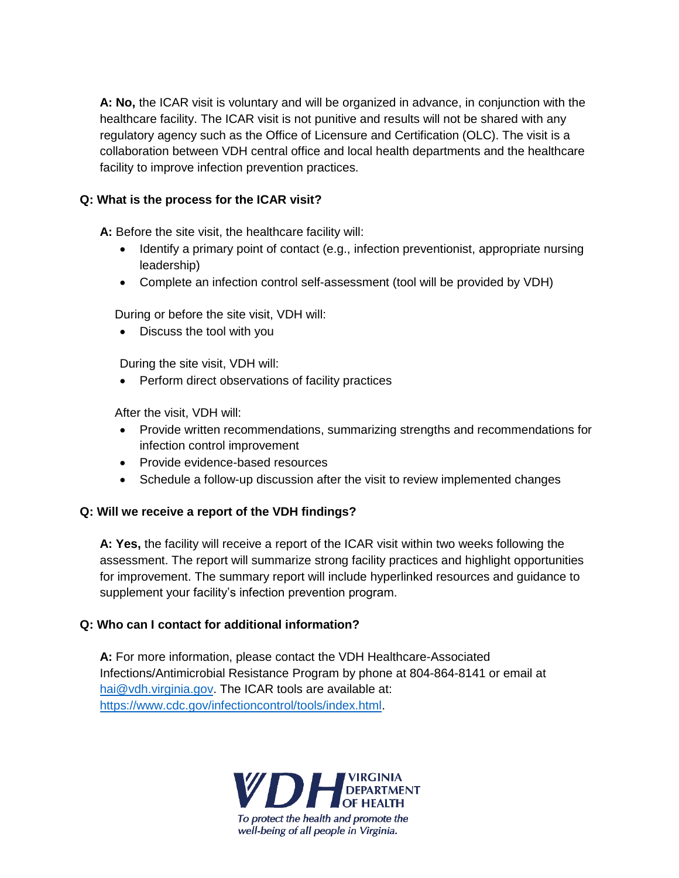**A: No,** the ICAR visit is voluntary and will be organized in advance, in conjunction with the healthcare facility. The ICAR visit is not punitive and results will not be shared with any regulatory agency such as the Office of Licensure and Certification (OLC). The visit is a collaboration between VDH central office and local health departments and the healthcare facility to improve infection prevention practices.

**Q: What is the process for the ICAR visit?**

**A:** Before the site visit, the healthcare facility will:

- Identify a primary point of contact (e.g., infection preventionist, appropriate nursing leadership)
- Complete an infection control self-assessment (tool will be provided by VDH)

During or before the site visit, VDH will:

- Discuss the tool with you

During the site visit, VDH will:

- Perform direct observations of facility practices

After the visit, VDH will:

- Provide written recommendations, summarizing strengths and recommendations for infection control improvement
- Provide evidence-based resources
- Schedule a follow-up discussion after the visit to review implemented changes

**Q: Will we receive a report of the VDH findings?**

**A: Yes,** the facility will receive a report of the ICAR visit within two weeks following the assessment. The report will summarize strong facility practices and highlight opportunities for improvement. The summary report will include hyperlinked resources and guidance to supplement your facility's infection prevention program.

**Q: Who can I contact for additional information?**

**A:** For more information, please contact the VDH Healthcare-Associated Infections/Antimicrobial Resistance Program by phone at 804-864-8141 or email at [hai@vdh.virginia.gov](mailto:hai@vdh.virginia.gov). The ICAR tools are available at: [https://www.cdc.gov/infectioncontrol/tools/index.html](https://www.cdc.gov/infectioncontrol/tools/index.html).

VDH VIRGINIA DEPARTMENT OF HEALTH

*To protect the health and promote the well-being of all people in Virginia.*